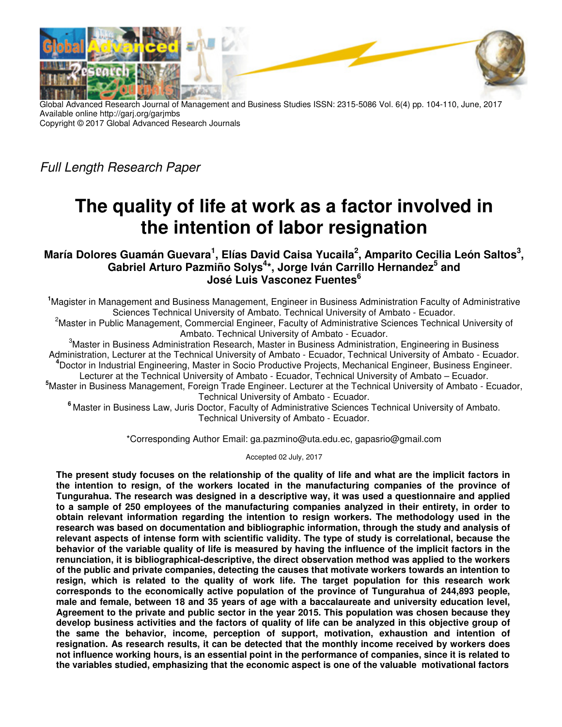Global Advanced Research Journal of Management and Business Studies ISSN: 2315-5086 Vol. 6(4) pp. 104-110, June, 2017
Available online http://garj.org/garjmbs
Copyright © 2017 Global Advanced Research Journals

*Full Length Research Paper*

# The quality of life at work as a factor involved in the intention of labor resignation

**María Dolores Guamán Guevara[1], Elías David Caisa Yucaila[2], Amparito Cecilia León Saltos[3], Gabriel Arturo Pazmiño Solys[4]*, Jorge Iván Carrillo Hernandez[5] and José Luis Vasconez Fuentes[6]**

[1]Magister in Management and Business Management, Engineer in Business Administration Faculty of Administrative Sciences Technical University of Ambato. Technical University of Ambato - Ecuador.

[2]Master in Public Management, Commercial Engineer, Faculty of Administrative Sciences Technical University of Ambato. Technical University of Ambato - Ecuador.

[3]Master in Business Administration Research, Master in Business Administration, Engineering in Business Administration, Lecturer at the Technical University of Ambato - Ecuador, Technical University of Ambato - Ecuador.

[4]Doctor in Industrial Engineering, Master in Socio Productive Projects, Mechanical Engineer, Business Engineer. Lecturer at the Technical University of Ambato - Ecuador, Technical University of Ambato – Ecuador.

[5]Master in Business Management, Foreign Trade Engineer. Lecturer at the Technical University of Ambato - Ecuador, Technical University of Ambato - Ecuador.

[6] Master in Business Law, Juris Doctor, Faculty of Administrative Sciences Technical University of Ambato. Technical University of Ambato - Ecuador.

*Corresponding Author Email: ga.pazmino@uta.edu.ec, gapasrio@gmail.com

Accepted 02 July, 2017

**The present study focuses on the relationship of the quality of life and what are the implicit factors in the intention to resign, of the workers located in the manufacturing companies of the province of Tungurahua. The research was designed in a descriptive way, it was used a questionnaire and applied to a sample of 250 employees of the manufacturing companies analyzed in their entirety, in order to obtain relevant information regarding the intention to resign workers. The methodology used in the research was based on documentation and bibliographic information, through the study and analysis of relevant aspects of intense form with scientific validity. The type of study is correlational, because the behavior of the variable quality of life is measured by having the influence of the implicit factors in the renunciation, it is bibliographical-descriptive, the direct observation method was applied to the workers of the public and private companies, detecting the causes that motivate workers towards an intention to resign, which is related to the quality of work life. The target population for this research work corresponds to the economically active population of the province of Tungurahua of 244,893 people, male and female, between 18 and 35 years of age with a baccalaureate and university education level, Agreement to the private and public sector in the year 2015. This population was chosen because they develop business activities and the factors of quality of life can be analyzed in this objective group of the same the behavior, income, perception of support, motivation, exhaustion and intention of resignation. As research results, it can be detected that the monthly income received by workers does not influence working hours, is an essential point in the performance of companies, since it is related to the variables studied, emphasizing that the economic aspect is one of the valuable motivational factors**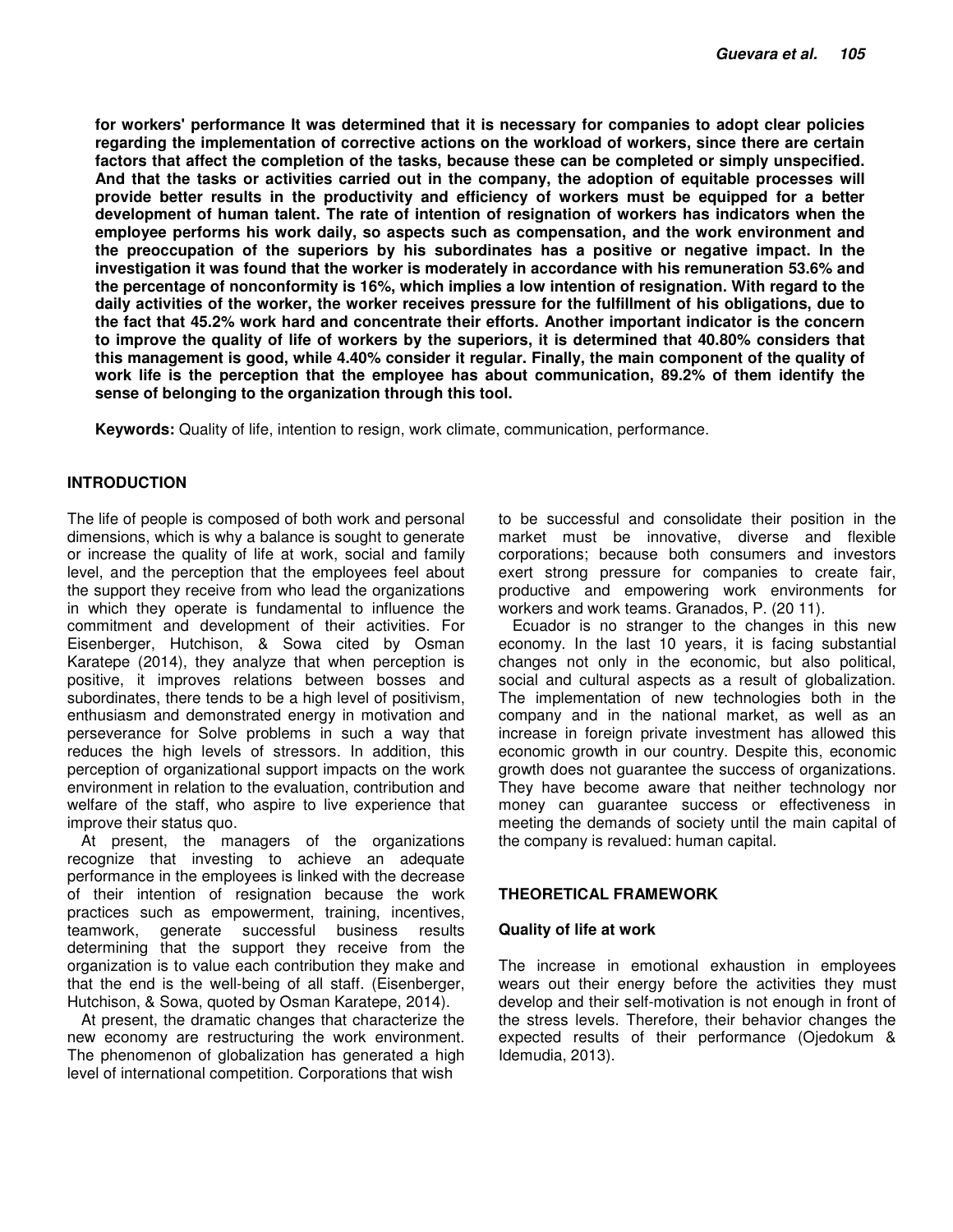**for workers' performance It was determined that it is necessary for companies to adopt clear policies regarding the implementation of corrective actions on the workload of workers, since there are certain factors that affect the completion of the tasks, because these can be completed or simply unspecified. And that the tasks or activities carried out in the company, the adoption of equitable processes will provide better results in the productivity and efficiency of workers must be equipped for a better development of human talent. The rate of intention of resignation of workers has indicators when the employee performs his work daily, so aspects such as compensation, and the work environment and the preoccupation of the superiors by his subordinates has a positive or negative impact. In the investigation it was found that the worker is moderately in accordance with his remuneration 53.6% and the percentage of nonconformity is 16%, which implies a low intention of resignation. With regard to the daily activities of the worker, the worker receives pressure for the fulfillment of his obligations, due to the fact that 45.2% work hard and concentrate their efforts. Another important indicator is the concern to improve the quality of life of workers by the superiors, it is determined that 40.80% considers that this management is good, while 4.40% consider it regular. Finally, the main component of the quality of work life is the perception that the employee has about communication, 89.2% of them identify the sense of belonging to the organization through this tool.**

**Keywords:** Quality of life, intention to resign, work climate, communication, performance.

## INTRODUCTION

The life of people is composed of both work and personal dimensions, which is why a balance is sought to generate or increase the quality of life at work, social and family level, and the perception that the employees feel about the support they receive from who lead the organizations in which they operate is fundamental to influence the commitment and development of their activities. For Eisenberger, Hutchison, & Sowa cited by Osman Karatepe (2014), they analyze that when perception is positive, it improves relations between bosses and subordinates, there tends to be a high level of positivism, enthusiasm and demonstrated energy in motivation and perseverance for Solve problems in such a way that reduces the high levels of stressors. In addition, this perception of organizational support impacts on the work environment in relation to the evaluation, contribution and welfare of the staff, who aspire to live experience that improve their status quo.

At present, the managers of the organizations recognize that investing to achieve an adequate performance in the employees is linked with the decrease of their intention of resignation because the work practices such as empowerment, training, incentives, teamwork, generate successful business results determining that the support they receive from the organization is to value each contribution they make and that the end is the well-being of all staff. (Eisenberger, Hutchison, & Sowa, quoted by Osman Karatepe, 2014).

At present, the dramatic changes that characterize the new economy are restructuring the work environment. The phenomenon of globalization has generated a high level of international competition. Corporations that wish to be successful and consolidate their position in the market must be innovative, diverse and flexible corporations; because both consumers and investors exert strong pressure for companies to create fair, productive and empowering work environments for workers and work teams. Granados, P. (20 11).

Ecuador is no stranger to the changes in this new economy. In the last 10 years, it is facing substantial changes not only in the economic, but also political, social and cultural aspects as a result of globalization. The implementation of new technologies both in the company and in the national market, as well as an increase in foreign private investment has allowed this economic growth in our country. Despite this, economic growth does not guarantee the success of organizations. They have become aware that neither technology nor money can guarantee success or effectiveness in meeting the demands of society until the main capital of the company is revalued: human capital.

## THEORETICAL FRAMEWORK

### Quality of life at work

The increase in emotional exhaustion in employees wears out their energy before the activities they must develop and their self-motivation is not enough in front of the stress levels. Therefore, their behavior changes the expected results of their performance (Ojedokum & Idemudia, 2013).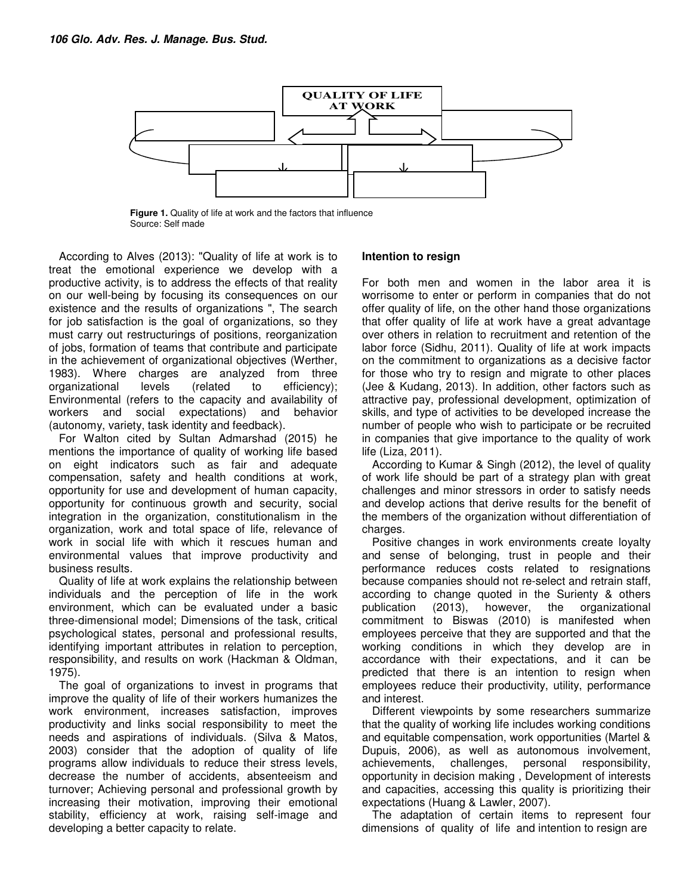QUALITY OF LIFE AT WORK

**Figure 1.** Quality of life at work and the factors that influence
Source: Self made

According to Alves (2013): "Quality of life at work is to treat the emotional experience we develop with a productive activity, is to address the effects of that reality on our well-being by focusing its consequences on our existence and the results of organizations ", The search for job satisfaction is the goal of organizations, so they must carry out restructurings of positions, reorganization of jobs, formation of teams that contribute and participate in the achievement of organizational objectives (Werther, 1983). Where charges are analyzed from three organizational levels (related to efficiency); Environmental (refers to the capacity and availability of workers and social expectations) and behavior (autonomy, variety, task identity and feedback).

For Walton cited by Sultan Admarshad (2015) he mentions the importance of quality of working life based on eight indicators such as fair and adequate compensation, safety and health conditions at work, opportunity for use and development of human capacity, opportunity for continuous growth and security, social integration in the organization, constitutionalism in the organization, work and total space of life, relevance of work in social life with which it rescues human and environmental values that improve productivity and business results.

Quality of life at work explains the relationship between individuals and the perception of life in the work environment, which can be evaluated under a basic three-dimensional model; Dimensions of the task, critical psychological states, personal and professional results, identifying important attributes in relation to perception, responsibility, and results on work (Hackman & Oldman, 1975).

The goal of organizations to invest in programs that improve the quality of life of their workers humanizes the work environment, increases satisfaction, improves productivity and links social responsibility to meet the needs and aspirations of individuals. (Silva & Matos, 2003) consider that the adoption of quality of life programs allow individuals to reduce their stress levels, decrease the number of accidents, absenteeism and turnover; Achieving personal and professional growth by increasing their motivation, improving their emotional stability, efficiency at work, raising self-image and developing a better capacity to relate.

### Intention to resign

For both men and women in the labor area it is worrisome to enter or perform in companies that do not offer quality of life, on the other hand those organizations that offer quality of life at work have a great advantage over others in relation to recruitment and retention of the labor force (Sidhu, 2011). Quality of life at work impacts on the commitment to organizations as a decisive factor for those who try to resign and migrate to other places (Jee & Kudang, 2013). In addition, other factors such as attractive pay, professional development, optimization of skills, and type of activities to be developed increase the number of people who wish to participate or be recruited in companies that give importance to the quality of work life (Liza, 2011).

According to Kumar & Singh (2012), the level of quality of work life should be part of a strategy plan with great challenges and minor stressors in order to satisfy needs and develop actions that derive results for the benefit of the members of the organization without differentiation of charges.

Positive changes in work environments create loyalty and sense of belonging, trust in people and their performance reduces costs related to resignations because companies should not re-select and retrain staff, according to change quoted in the Surienty & others publication (2013), however, the organizational commitment to Biswas (2010) is manifested when employees perceive that they are supported and that the working conditions in which they develop are in accordance with their expectations, and it can be predicted that there is an intention to resign when employees reduce their productivity, utility, performance and interest.

Different viewpoints by some researchers summarize that the quality of working life includes working conditions and equitable compensation, work opportunities (Martel & Dupuis, 2006), as well as autonomous involvement, achievements, challenges, personal responsibility, opportunity in decision making , Development of interests and capacities, accessing this quality is prioritizing their expectations (Huang & Lawler, 2007).

The adaptation of certain items to represent four dimensions of quality of life and intention to resign are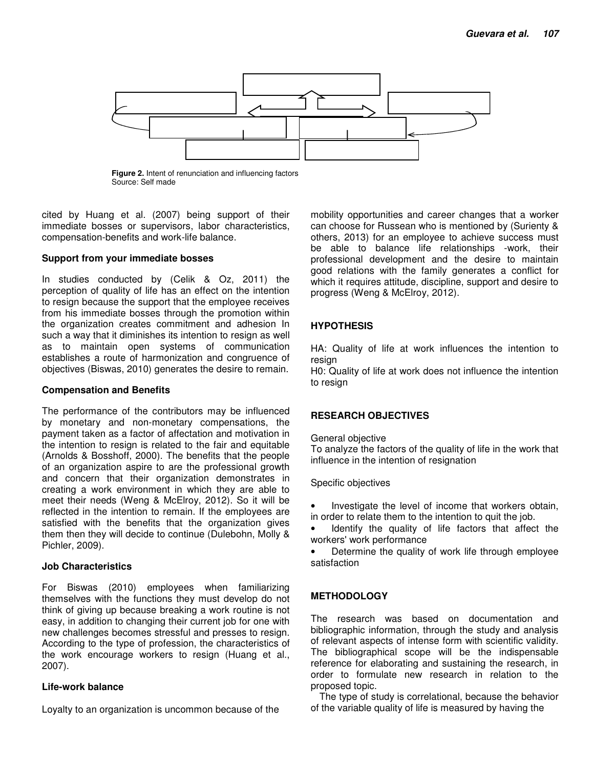**Figure 2.** Intent of renunciation and influencing factors
Source: Self made

cited by Huang et al. (2007) being support of their immediate bosses or supervisors, labor characteristics, compensation-benefits and work-life balance.

### Support from your immediate bosses

In studies conducted by (Celik & Oz, 2011) the perception of quality of life has an effect on the intention to resign because the support that the employee receives from his immediate bosses through the promotion within the organization creates commitment and adhesion In such a way that it diminishes its intention to resign as well as to maintain open systems of communication establishes a route of harmonization and congruence of objectives (Biswas, 2010) generates the desire to remain.

### Compensation and Benefits

The performance of the contributors may be influenced by monetary and non-monetary compensations, the payment taken as a factor of affectation and motivation in the intention to resign is related to the fair and equitable (Arnolds & Bosshoff, 2000). The benefits that the people of an organization aspire to are the professional growth and concern that their organization demonstrates in creating a work environment in which they are able to meet their needs (Weng & McElroy, 2012). So it will be reflected in the intention to remain. If the employees are satisfied with the benefits that the organization gives them then they will decide to continue (Dulebohn, Molly & Pichler, 2009).

### Job Characteristics

For Biswas (2010) employees when familiarizing themselves with the functions they must develop do not think of giving up because breaking a work routine is not easy, in addition to changing their current job for one with new challenges becomes stressful and presses to resign. According to the type of profession, the characteristics of the work encourage workers to resign (Huang et al., 2007).

### Life-work balance

Loyalty to an organization is uncommon because of the mobility opportunities and career changes that a worker can choose for Russean who is mentioned by (Surienty & others, 2013) for an employee to achieve success must be able to balance life relationships -work, their professional development and the desire to maintain good relations with the family generates a conflict for which it requires attitude, discipline, support and desire to progress (Weng & McElroy, 2012).

## HYPOTHESIS

HA: Quality of life at work influences the intention to resign

H0: Quality of life at work does not influence the intention to resign

## RESEARCH OBJECTIVES

General objective

To analyze the factors of the quality of life in the work that influence in the intention of resignation

Specific objectives

- Investigate the level of income that workers obtain, in order to relate them to the intention to quit the job.
- Identify the quality of life factors that affect the workers' work performance
- Determine the quality of work life through employee satisfaction

## METHODOLOGY

The research was based on documentation and bibliographic information, through the study and analysis of relevant aspects of intense form with scientific validity. The bibliographical scope will be the indispensable reference for elaborating and sustaining the research, in order to formulate new research in relation to the proposed topic.

The type of study is correlational, because the behavior of the variable quality of life is measured by having the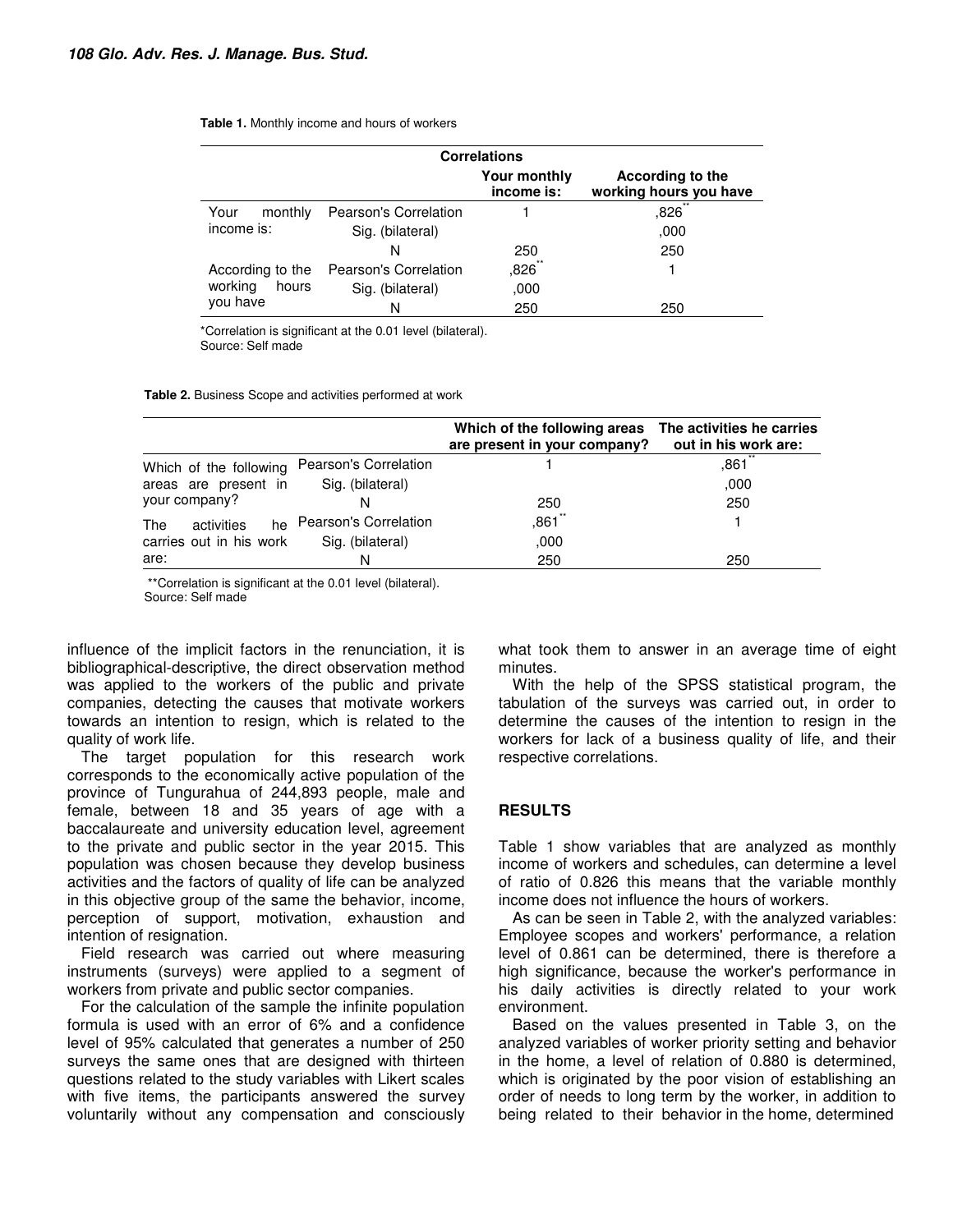**Table 1.** Monthly income and hours of workers

| Correlations | | | |
|---|---|---|---|
| | | Your monthly income is: | According to the working hours you have |
| Your monthly income is: | Pearson's Correlation | 1 | ,826** |
| | Sig. (bilateral) | | ,000 |
| | N | 250 | 250 |
| According to the working hours you have | Pearson's Correlation | ,826** | 1 |
| | Sig. (bilateral) | ,000 | |
| | N | 250 | 250 |

*Correlation is significant at the 0.01 level (bilateral).
Source: Self made

**Table 2.** Business Scope and activities performed at work

| | | Which of the following areas are present in your company? | The activities he carries out in his work are: |
|---|---|---|---|
| Which of the following areas are present in your company? | Pearson's Correlation | 1 | ,861** |
| | Sig. (bilateral) | | ,000 |
| | N | 250 | 250 |
| The activities he carries out in his work are: | Pearson's Correlation | ,861** | 1 |
| | Sig. (bilateral) | ,000 | |
| | N | 250 | 250 |

**Correlation is significant at the 0.01 level (bilateral).
Source: Self made

influence of the implicit factors in the renunciation, it is bibliographical-descriptive, the direct observation method was applied to the workers of the public and private companies, detecting the causes that motivate workers towards an intention to resign, which is related to the quality of work life.

The target population for this research work corresponds to the economically active population of the province of Tungurahua of 244,893 people, male and female, between 18 and 35 years of age with a baccalaureate and university education level, agreement to the private and public sector in the year 2015. This population was chosen because they develop business activities and the factors of quality of life can be analyzed in this objective group of the same the behavior, income, perception of support, motivation, exhaustion and intention of resignation.

Field research was carried out where measuring instruments (surveys) were applied to a segment of workers from private and public sector companies.

For the calculation of the sample the infinite population formula is used with an error of 6% and a confidence level of 95% calculated that generates a number of 250 surveys the same ones that are designed with thirteen questions related to the study variables with Likert scales with five items, the participants answered the survey voluntarily without any compensation and consciously what took them to answer in an average time of eight minutes.

With the help of the SPSS statistical program, the tabulation of the surveys was carried out, in order to determine the causes of the intention to resign in the workers for lack of a business quality of life, and their respective correlations.

## RESULTS

Table 1 show variables that are analyzed as monthly income of workers and schedules, can determine a level of ratio of 0.826 this means that the variable monthly income does not influence the hours of workers.

As can be seen in Table 2, with the analyzed variables: Employee scopes and workers' performance, a relation level of 0.861 can be determined, there is therefore a high significance, because the worker's performance in his daily activities is directly related to your work environment.

Based on the values presented in Table 3, on the analyzed variables of worker priority setting and behavior in the home, a level of relation of 0.880 is determined, which is originated by the poor vision of establishing an order of needs to long term by the worker, in addition to being related to their behavior in the home, determined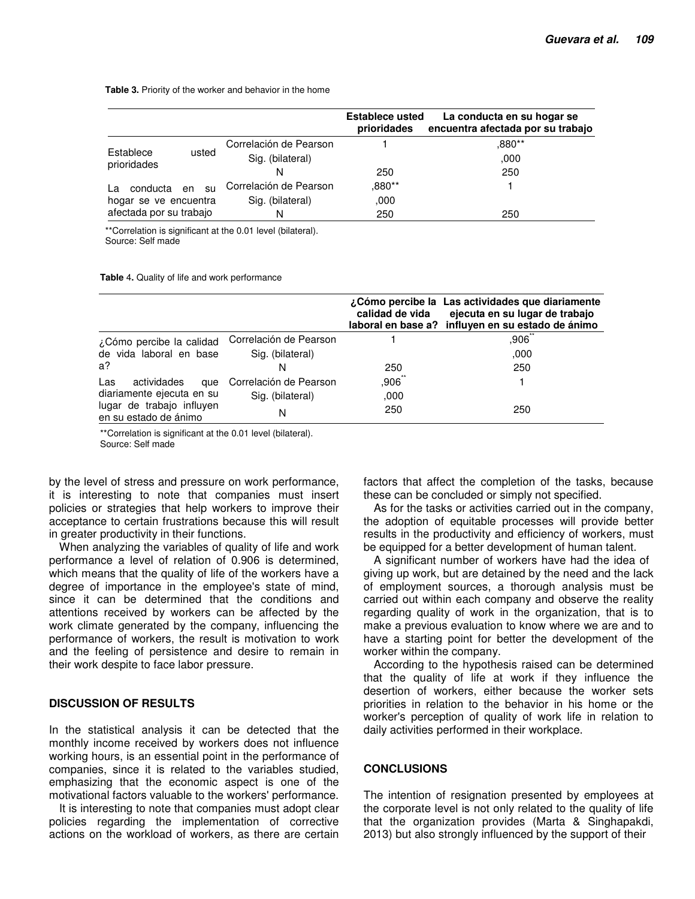**Table 3.** Priority of the worker and behavior in the home

| | | Establece usted prioridades | La conducta en su hogar se encuentra afectada por su trabajo |
|---|---|---|---|
| Establece usted prioridades | Correlación de Pearson | 1 | ,880** |
| | Sig. (bilateral) | | ,000 |
| | N | 250 | 250 |
| La conducta en su hogar se ve encuentra afectada por su trabajo | Correlación de Pearson | ,880** | 1 |
| | Sig. (bilateral) | ,000 | |
| | N | 250 | 250 |

**Correlation is significant at the 0.01 level (bilateral).
Source: Self made

**Table** 4**.** Quality of life and work performance

| | | ¿Cómo percibe la calidad de vida laboral en base a? | Las actividades que diariamente ejecuta en su lugar de trabajo influyen en su estado de ánimo |
|---|---|---|---|
| ¿Cómo percibe la calidad de vida laboral en base a? | Correlación de Pearson | 1 | ,906** |
| | Sig. (bilateral) | | ,000 |
| | N | 250 | 250 |
| Las actividades que diariamente ejecuta en su lugar de trabajo influyen en su estado de ánimo | Correlación de Pearson | ,906** | 1 |
| | Sig. (bilateral) | ,000 | |
| | N | 250 | 250 |

**Correlation is significant at the 0.01 level (bilateral).
Source: Self made

by the level of stress and pressure on work performance, it is interesting to note that companies must insert policies or strategies that help workers to improve their acceptance to certain frustrations because this will result in greater productivity in their functions.

When analyzing the variables of quality of life and work performance a level of relation of 0.906 is determined, which means that the quality of life of the workers have a degree of importance in the employee's state of mind, since it can be determined that the conditions and attentions received by workers can be affected by the work climate generated by the company, influencing the performance of workers, the result is motivation to work and the feeling of persistence and desire to remain in their work despite to face labor pressure.

## DISCUSSION OF RESULTS

In the statistical analysis it can be detected that the monthly income received by workers does not influence working hours, is an essential point in the performance of companies, since it is related to the variables studied, emphasizing that the economic aspect is one of the motivational factors valuable to the workers' performance.

It is interesting to note that companies must adopt clear policies regarding the implementation of corrective actions on the workload of workers, as there are certain factors that affect the completion of the tasks, because these can be concluded or simply not specified.

As for the tasks or activities carried out in the company, the adoption of equitable processes will provide better results in the productivity and efficiency of workers, must be equipped for a better development of human talent.

A significant number of workers have had the idea of giving up work, but are detained by the need and the lack of employment sources, a thorough analysis must be carried out within each company and observe the reality regarding quality of work in the organization, that is to make a previous evaluation to know where we are and to have a starting point for better the development of the worker within the company.

According to the hypothesis raised can be determined that the quality of life at work if they influence the desertion of workers, either because the worker sets priorities in relation to the behavior in his home or the worker's perception of quality of work life in relation to daily activities performed in their workplace.

## CONCLUSIONS

The intention of resignation presented by employees at the corporate level is not only related to the quality of life that the organization provides (Marta & Singhapakdi, 2013) but also strongly influenced by the support of their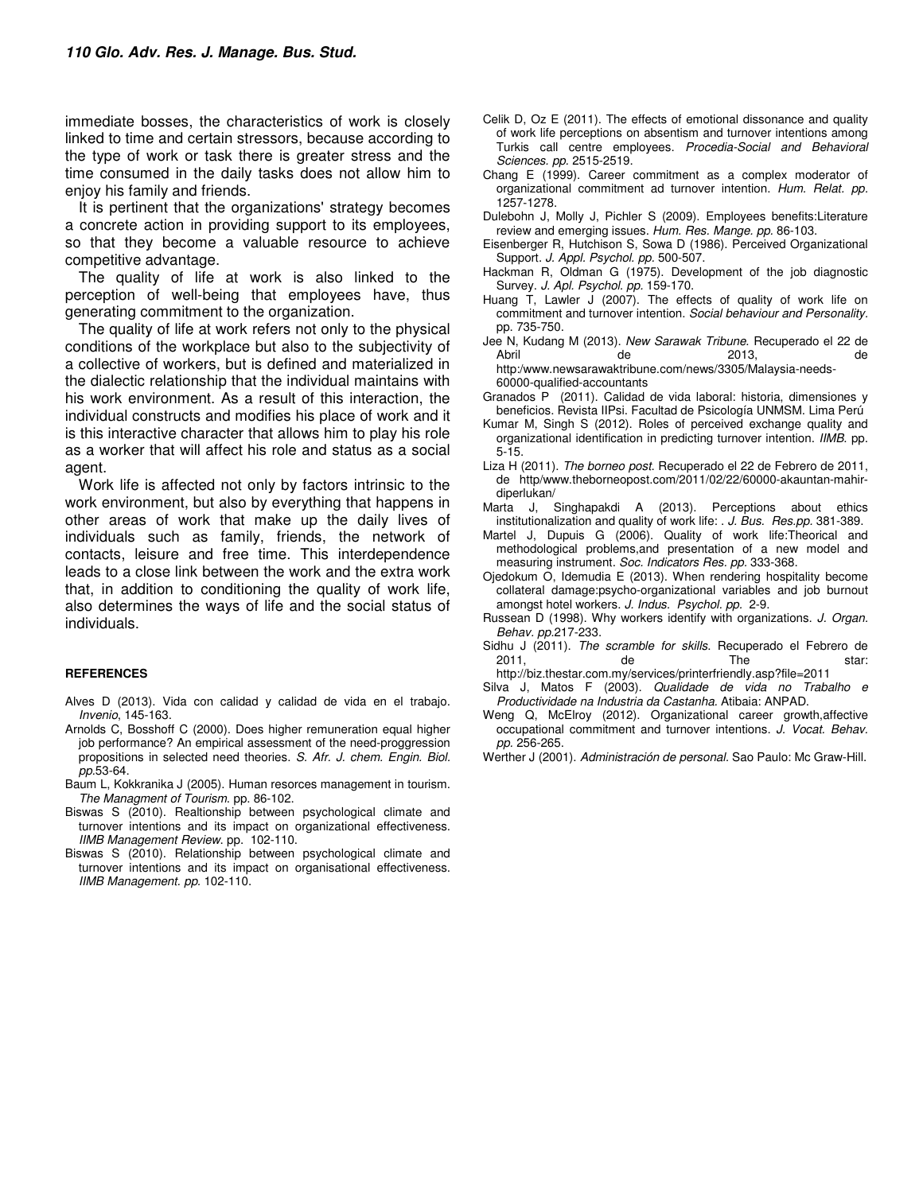immediate bosses, the characteristics of work is closely linked to time and certain stressors, because according to the type of work or task there is greater stress and the time consumed in the daily tasks does not allow him to enjoy his family and friends.

It is pertinent that the organizations' strategy becomes a concrete action in providing support to its employees, so that they become a valuable resource to achieve competitive advantage.

The quality of life at work is also linked to the perception of well-being that employees have, thus generating commitment to the organization.

The quality of life at work refers not only to the physical conditions of the workplace but also to the subjectivity of a collective of workers, but is defined and materialized in the dialectic relationship that the individual maintains with his work environment. As a result of this interaction, the individual constructs and modifies his place of work and it is this interactive character that allows him to play his role as a worker that will affect his role and status as a social agent.

Work life is affected not only by factors intrinsic to the work environment, but also by everything that happens in other areas of work that make up the daily lives of individuals such as family, friends, the network of contacts, leisure and free time. This interdependence leads to a close link between the work and the extra work that, in addition to conditioning the quality of work life, also determines the ways of life and the social status of individuals.

## REFERENCES

Alves D (2013). Vida con calidad y calidad de vida en el trabajo. *Invenio*, 145-163.

Arnolds C, Bosshoff C (2000). Does higher remuneration equal higher job performance? An empirical assessment of the need-proggression propositions in selected need theories. *S. Afr. J. chem. Engin. Biol. pp.*53-64.

Baum L, Kokkranika J (2005). Human resorces management in tourism. *The Managment of Tourism.* pp. 86-102.

Biswas S (2010). Realtionship between psychological climate and turnover intentions and its impact on organizational effectiveness. *IIMB Management Review.* pp. 102-110.

Biswas S (2010). Relationship between psychological climate and turnover intentions and its impact on organisational effectiveness. *IIMB Management. pp.* 102-110.

Celik D, Oz E (2011). The effects of emotional dissonance and quality of work life perceptions on absentism and turnover intentions among Turkis call centre employees. *Procedia-Social and Behavioral Sciences. pp.* 2515-2519.

Chang E (1999). Career commitment as a complex moderator of organizational commitment ad turnover intention. *Hum. Relat. pp.* 1257-1278.

Dulebohn J, Molly J, Pichler S (2009). Employees benefits:Literature review and emerging issues. *Hum. Res. Mange. pp.* 86-103.

Eisenberger R, Hutchison S, Sowa D (1986). Perceived Organizational Support. *J. Appl. Psychol. pp.* 500-507.

Hackman R, Oldman G (1975). Development of the job diagnostic Survey. *J. Apl. Psychol. pp.* 159-170.

Huang T, Lawler J (2007). The effects of quality of work life on commitment and turnover intention. *Social behaviour and Personality.* pp. 735-750.

Jee N, Kudang M (2013). *New Sarawak Tribune.* Recuperado el 22 de Abril de 2013, de http:/www.newsarawaktribune.com/news/3305/Malaysia-needs-60000-qualified-accountants

Granados P (2011). Calidad de vida laboral: historia, dimensiones y beneficios. Revista IIPsi. Facultad de Psicología UNMSM. Lima Perú

Kumar M, Singh S (2012). Roles of perceived exchange quality and organizational identification in predicting turnover intention. *IIMB.* pp. 5-15.

Liza H (2011). *The borneo post.* Recuperado el 22 de Febrero de 2011, de http/www.theborneopost.com/2011/02/22/60000-akauntan-mahir-diperlukan/

Marta J, Singhapakdi A (2013). Perceptions about ethics institutionalization and quality of work life: . *J. Bus. Res.pp.* 381-389.

Martel J, Dupuis G (2006). Quality of work life:Theorical and methodological problems,and presentation of a new model and measuring instrument. *Soc. Indicators Res. pp.* 333-368.

Ojedokum O, Idemudia E (2013). When rendering hospitality become collateral damage:psycho-organizational variables and job burnout amongst hotel workers. *J. Indus. Psychol. pp.* 2-9.

Russean D (1998). Why workers identify with organizations. *J. Organ. Behav. pp.*217-233.

Sidhu J (2011). *The scramble for skills.* Recuperado el Febrero de 2011, de The star: http://biz.thestar.com.my/services/printerfriendly.asp?file=2011

Silva J, Matos F (2003). *Qualidade de vida no Trabalho e Productividade na Industria da Castanha.* Atibaia: ANPAD.

Weng Q, McElroy (2012). Organizational career growth,affective occupational commitment and turnover intentions. *J. Vocat. Behav. pp.* 256-265.

Werther J (2001). *Administración de personal.* Sao Paulo: Mc Graw-Hill.